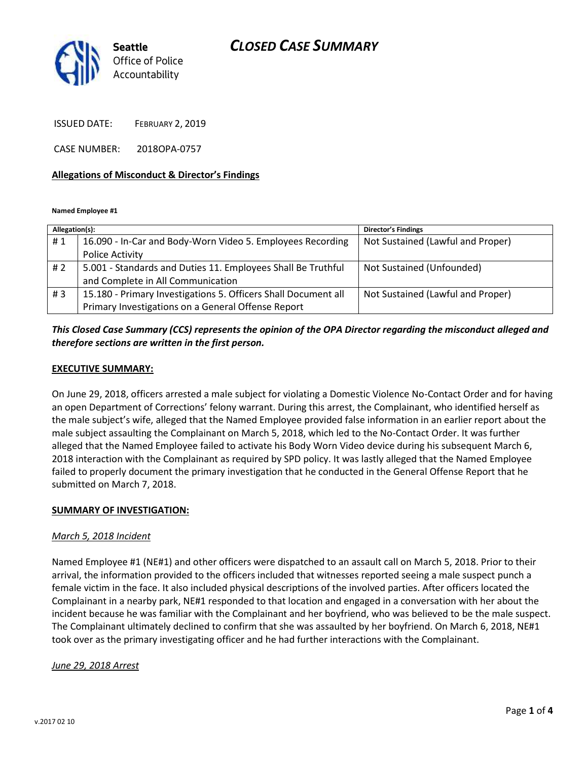Seattle
Office of Police
Accountability

# CLOSED CASE SUMMARY

ISSUED DATE: FEBRUARY 2, 2019

CASE NUMBER: 2018OPA-0757

**Allegations of Misconduct & Director's Findings**

**Named Employee #1**

| Allegation(s): | | Director's Findings |
|---|---|---|
| # 1 | 16.090 - In-Car and Body-Worn Video 5. Employees Recording Police Activity | Not Sustained (Lawful and Proper) |
| # 2 | 5.001 - Standards and Duties 11. Employees Shall Be Truthful and Complete in All Communication | Not Sustained (Unfounded) |
| # 3 | 15.180 - Primary Investigations 5. Officers Shall Document all Primary Investigations on a General Offense Report | Not Sustained (Lawful and Proper) |

***This Closed Case Summary (CCS) represents the opinion of the OPA Director regarding the misconduct alleged and therefore sections are written in the first person.***

**EXECUTIVE SUMMARY:**

On June 29, 2018, officers arrested a male subject for violating a Domestic Violence No-Contact Order and for having an open Department of Corrections' felony warrant. During this arrest, the Complainant, who identified herself as the male subject's wife, alleged that the Named Employee provided false information in an earlier report about the male subject assaulting the Complainant on March 5, 2018, which led to the No-Contact Order. It was further alleged that the Named Employee failed to activate his Body Worn Video device during his subsequent March 6, 2018 interaction with the Complainant as required by SPD policy. It was lastly alleged that the Named Employee failed to properly document the primary investigation that he conducted in the General Offense Report that he submitted on March 7, 2018.

**SUMMARY OF INVESTIGATION:**

*March 5, 2018 Incident*

Named Employee #1 (NE#1) and other officers were dispatched to an assault call on March 5, 2018. Prior to their arrival, the information provided to the officers included that witnesses reported seeing a male suspect punch a female victim in the face. It also included physical descriptions of the involved parties. After officers located the Complainant in a nearby park, NE#1 responded to that location and engaged in a conversation with her about the incident because he was familiar with the Complainant and her boyfriend, who was believed to be the male suspect. The Complainant ultimately declined to confirm that she was assaulted by her boyfriend. On March 6, 2018, NE#1 took over as the primary investigating officer and he had further interactions with the Complainant.

*June 29, 2018 Arrest*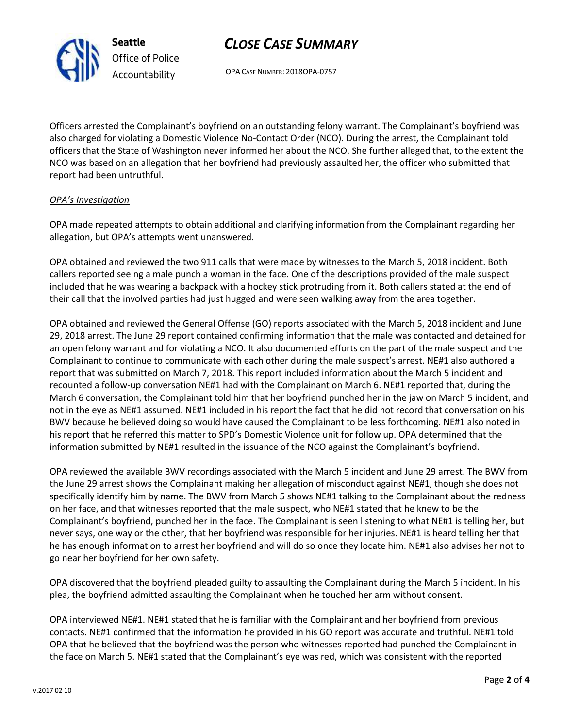Officers arrested the Complainant's boyfriend on an outstanding felony warrant. The Complainant's boyfriend was also charged for violating a Domestic Violence No-Contact Order (NCO). During the arrest, the Complainant told officers that the State of Washington never informed her about the NCO. She further alleged that, to the extent the NCO was based on an allegation that her boyfriend had previously assaulted her, the officer who submitted that report had been untruthful.

*OPA's Investigation*

OPA made repeated attempts to obtain additional and clarifying information from the Complainant regarding her allegation, but OPA's attempts went unanswered.

OPA obtained and reviewed the two 911 calls that were made by witnesses to the March 5, 2018 incident. Both callers reported seeing a male punch a woman in the face. One of the descriptions provided of the male suspect included that he was wearing a backpack with a hockey stick protruding from it. Both callers stated at the end of their call that the involved parties had just hugged and were seen walking away from the area together.

OPA obtained and reviewed the General Offense (GO) reports associated with the March 5, 2018 incident and June 29, 2018 arrest. The June 29 report contained confirming information that the male was contacted and detained for an open felony warrant and for violating a NCO. It also documented efforts on the part of the male suspect and the Complainant to continue to communicate with each other during the male suspect's arrest. NE#1 also authored a report that was submitted on March 7, 2018. This report included information about the March 5 incident and recounted a follow-up conversation NE#1 had with the Complainant on March 6. NE#1 reported that, during the March 6 conversation, the Complainant told him that her boyfriend punched her in the jaw on March 5 incident, and not in the eye as NE#1 assumed. NE#1 included in his report the fact that he did not record that conversation on his BWV because he believed doing so would have caused the Complainant to be less forthcoming. NE#1 also noted in his report that he referred this matter to SPD's Domestic Violence unit for follow up. OPA determined that the information submitted by NE#1 resulted in the issuance of the NCO against the Complainant's boyfriend.

OPA reviewed the available BWV recordings associated with the March 5 incident and June 29 arrest. The BWV from the June 29 arrest shows the Complainant making her allegation of misconduct against NE#1, though she does not specifically identify him by name. The BWV from March 5 shows NE#1 talking to the Complainant about the redness on her face, and that witnesses reported that the male suspect, who NE#1 stated that he knew to be the Complainant's boyfriend, punched her in the face. The Complainant is seen listening to what NE#1 is telling her, but never says, one way or the other, that her boyfriend was responsible for her injuries. NE#1 is heard telling her that he has enough information to arrest her boyfriend and will do so once they locate him. NE#1 also advises her not to go near her boyfriend for her own safety.

OPA discovered that the boyfriend pleaded guilty to assaulting the Complainant during the March 5 incident. In his plea, the boyfriend admitted assaulting the Complainant when he touched her arm without consent.

OPA interviewed NE#1. NE#1 stated that he is familiar with the Complainant and her boyfriend from previous contacts. NE#1 confirmed that the information he provided in his GO report was accurate and truthful. NE#1 told OPA that he believed that the boyfriend was the person who witnesses reported had punched the Complainant in the face on March 5. NE#1 stated that the Complainant's eye was red, which was consistent with the reported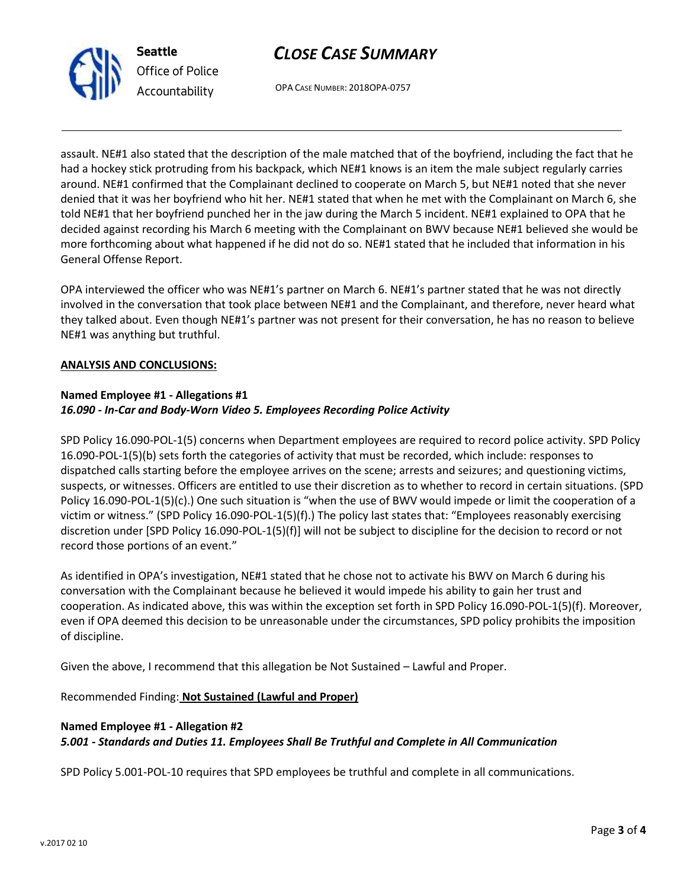assault. NE#1 also stated that the description of the male matched that of the boyfriend, including the fact that he had a hockey stick protruding from his backpack, which NE#1 knows is an item the male subject regularly carries around. NE#1 confirmed that the Complainant declined to cooperate on March 5, but NE#1 noted that she never denied that it was her boyfriend who hit her. NE#1 stated that when he met with the Complainant on March 6, she told NE#1 that her boyfriend punched her in the jaw during the March 5 incident. NE#1 explained to OPA that he decided against recording his March 6 meeting with the Complainant on BWV because NE#1 believed she would be more forthcoming about what happened if he did not do so. NE#1 stated that he included that information in his General Offense Report.

OPA interviewed the officer who was NE#1's partner on March 6. NE#1's partner stated that he was not directly involved in the conversation that took place between NE#1 and the Complainant, and therefore, never heard what they talked about. Even though NE#1's partner was not present for their conversation, he has no reason to believe NE#1 was anything but truthful.

**ANALYSIS AND CONCLUSIONS:**

**Named Employee #1 - Allegations #1**
***16.090 - In-Car and Body-Worn Video 5. Employees Recording Police Activity***

SPD Policy 16.090-POL-1(5) concerns when Department employees are required to record police activity. SPD Policy 16.090-POL-1(5)(b) sets forth the categories of activity that must be recorded, which include: responses to dispatched calls starting before the employee arrives on the scene; arrests and seizures; and questioning victims, suspects, or witnesses. Officers are entitled to use their discretion as to whether to record in certain situations. (SPD Policy 16.090-POL-1(5)(c).) One such situation is "when the use of BWV would impede or limit the cooperation of a victim or witness." (SPD Policy 16.090-POL-1(5)(f).) The policy last states that: "Employees reasonably exercising discretion under [SPD Policy 16.090-POL-1(5)(f)] will not be subject to discipline for the decision to record or not record those portions of an event."

As identified in OPA's investigation, NE#1 stated that he chose not to activate his BWV on March 6 during his conversation with the Complainant because he believed it would impede his ability to gain her trust and cooperation. As indicated above, this was within the exception set forth in SPD Policy 16.090-POL-1(5)(f). Moreover, even if OPA deemed this decision to be unreasonable under the circumstances, SPD policy prohibits the imposition of discipline.

Given the above, I recommend that this allegation be Not Sustained – Lawful and Proper.

Recommended Finding: **Not Sustained (Lawful and Proper)**

**Named Employee #1 - Allegation #2**
***5.001 - Standards and Duties 11. Employees Shall Be Truthful and Complete in All Communication***

SPD Policy 5.001-POL-10 requires that SPD employees be truthful and complete in all communications.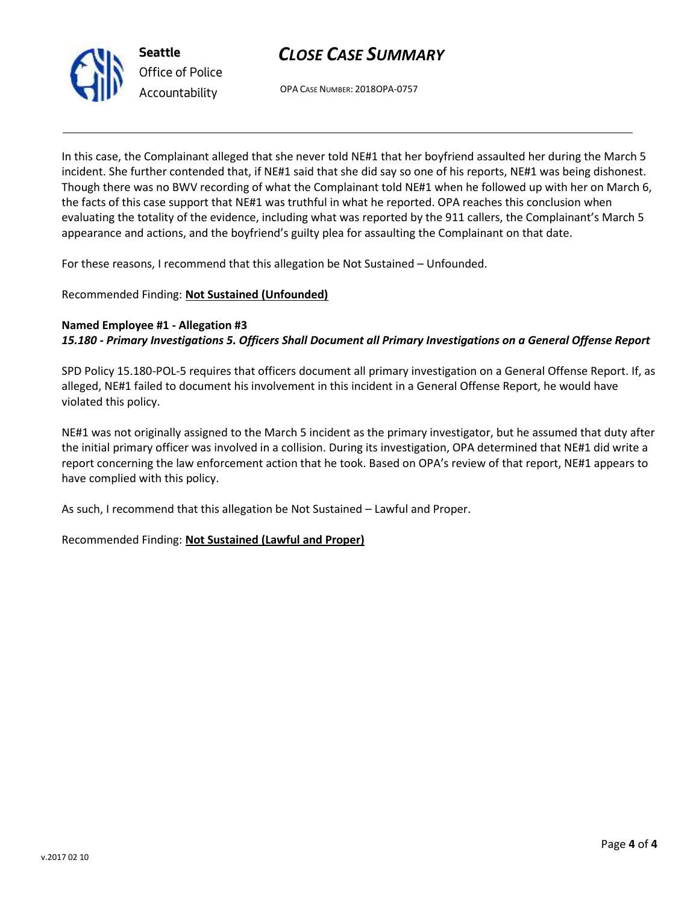In this case, the Complainant alleged that she never told NE#1 that her boyfriend assaulted her during the March 5 incident. She further contended that, if NE#1 said that she did say so one of his reports, NE#1 was being dishonest. Though there was no BWV recording of what the Complainant told NE#1 when he followed up with her on March 6, the facts of this case support that NE#1 was truthful in what he reported. OPA reaches this conclusion when evaluating the totality of the evidence, including what was reported by the 911 callers, the Complainant's March 5 appearance and actions, and the boyfriend's guilty plea for assaulting the Complainant on that date.

For these reasons, I recommend that this allegation be Not Sustained – Unfounded.

Recommended Finding: **Not Sustained (Unfounded)**

**Named Employee #1 - Allegation #3**
***15.180 - Primary Investigations 5. Officers Shall Document all Primary Investigations on a General Offense Report***

SPD Policy 15.180-POL-5 requires that officers document all primary investigation on a General Offense Report. If, as alleged, NE#1 failed to document his involvement in this incident in a General Offense Report, he would have violated this policy.

NE#1 was not originally assigned to the March 5 incident as the primary investigator, but he assumed that duty after the initial primary officer was involved in a collision. During its investigation, OPA determined that NE#1 did write a report concerning the law enforcement action that he took. Based on OPA's review of that report, NE#1 appears to have complied with this policy.

As such, I recommend that this allegation be Not Sustained – Lawful and Proper.

Recommended Finding: **Not Sustained (Lawful and Proper)**